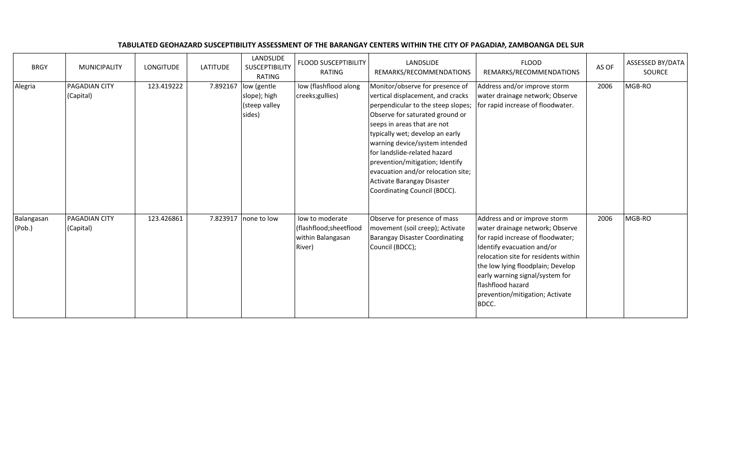**TABULATED GEOHAZARD SUSCEPTIBILITY ASSESSMENT OF THE BARANGAY CENTERS WITHIN THE CITY OF PAGADIAN, ZAMBOANGA DEL SUR**

| BRGY | MUNICIPALITY | LONGITUDE | LATITUDE | LANDSLIDE SUSCEPTIBILITY RATING | FLOOD SUSCEPTIBILITY RATING | LANDSLIDE REMARKS/RECOMMENDATIONS | FLOOD REMARKS/RECOMMENDATIONS | AS OF | ASSESSED BY/DATA SOURCE |
|---|---|---|---|---|---|---|---|---|---|
| Alegria | PAGADIAN CITY (Capital) | 123.419222 | 7.892167 | low (gentle slope); high (steep valley sides) | low (flashflood along creeks;gullies) | Monitor/observe for presence of vertical displacement, and cracks perpendicular to the steep slopes; Observe for saturated ground or seeps in areas that are not typically wet; develop an early warning device/system intended for landslide-related hazard prevention/mitigation; Identify evacuation and/or relocation site; Activate Barangay Disaster Coordinating Council (BDCC). | Address and/or improve storm water drainage network; Observe for rapid increase of floodwater. | 2006 | MGB-RO |
| Balangasan (Pob.) | PAGADIAN CITY (Capital) | 123.426861 | 7.823917 | none to low | low to moderate (flashflood;sheetflood within Balangasan River) | Observe for presence of mass movement (soil creep); Activate Barangay Disaster Coordinating Council (BDCC); | Address and or improve storm water drainage network; Observe for rapid increase of floodwater; Identify evacuation and/or relocation site for residents within the low lying floodplain; Develop early warning signal/system for flashflood hazard prevention/mitigation; Activate BDCC. | 2006 | MGB-RO |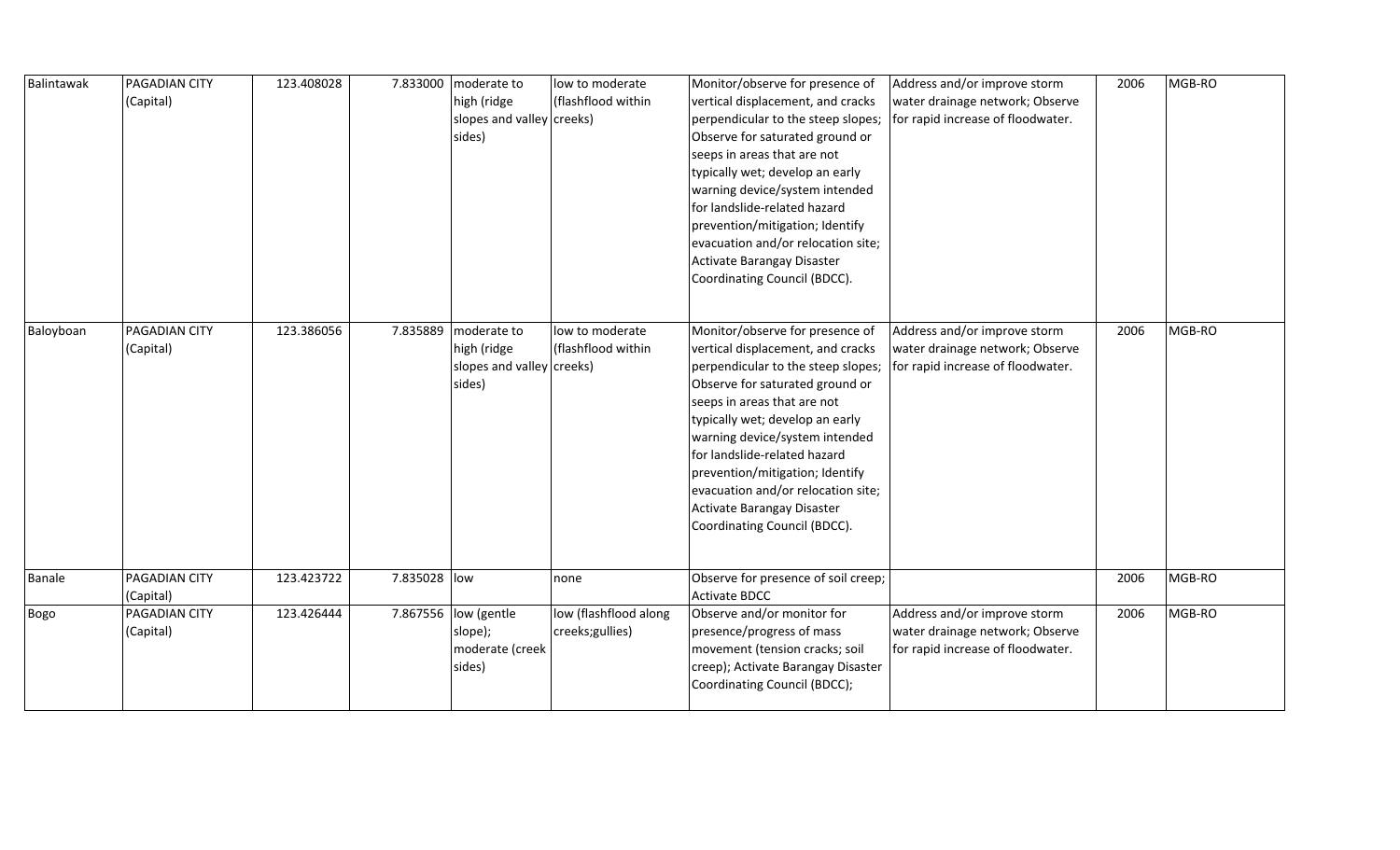| Balintawak | PAGADIAN CITY (Capital) | 123.408028 | 7.833000 | moderate to high (ridge slopes and valley sides) | low to moderate (flashflood within creeks) | Monitor/observe for presence of vertical displacement, and cracks perpendicular to the steep slopes; Observe for saturated ground or seeps in areas that are not typically wet; develop an early warning device/system intended for landslide-related hazard prevention/mitigation; Identify evacuation and/or relocation site; Activate Barangay Disaster Coordinating Council (BDCC). | Address and/or improve storm water drainage network; Observe for rapid increase of floodwater. | 2006 | MGB-RO |
|---|---|---|---|---|---|---|---|---|---|
| Baloyboan | PAGADIAN CITY (Capital) | 123.386056 | 7.835889 | moderate to high (ridge slopes and valley sides) | low to moderate (flashflood within creeks) | Monitor/observe for presence of vertical displacement, and cracks perpendicular to the steep slopes; Observe for saturated ground or seeps in areas that are not typically wet; develop an early warning device/system intended for landslide-related hazard prevention/mitigation; Identify evacuation and/or relocation site; Activate Barangay Disaster Coordinating Council (BDCC). | Address and/or improve storm water drainage network; Observe for rapid increase of floodwater. | 2006 | MGB-RO |
| Banale | PAGADIAN CITY (Capital) | 123.423722 | 7.835028 | low | none | Observe for presence of soil creep; Activate BDCC | | 2006 | MGB-RO |
| Bogo | PAGADIAN CITY (Capital) | 123.426444 | 7.867556 | low (gentle slope); moderate (creek sides) | low (flashflood along creeks;gullies) | Observe and/or monitor for presence/progress of mass movement (tension cracks; soil creep); Activate Barangay Disaster Coordinating Council (BDCC); | Address and/or improve storm water drainage network; Observe for rapid increase of floodwater. | 2006 | MGB-RO |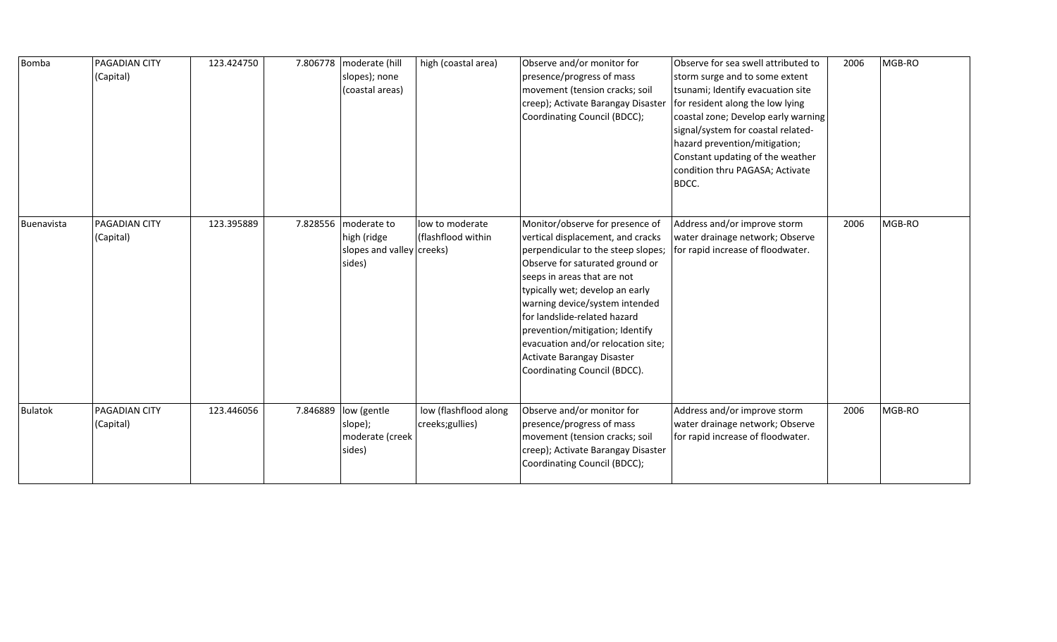| Bomba | PAGADIAN CITY (Capital) | 123.424750 | 7.806778 | moderate (hill slopes); none (coastal areas) | high (coastal area) | Observe and/or monitor for presence/progress of mass movement (tension cracks; soil creep); Activate Barangay Disaster Coordinating Council (BDCC); | Observe for sea swell attributed to storm surge and to some extent tsunami; Identify evacuation site for resident along the low lying coastal zone; Develop early warning signal/system for coastal related-hazard prevention/mitigation; Constant updating of the weather condition thru PAGASA; Activate BDCC. | 2006 | MGB-RO |
|---|---|---|---|---|---|---|---|---|---|
| Buenavista | PAGADIAN CITY (Capital) | 123.395889 | 7.828556 | moderate to high (ridge slopes and valley sides) | low to moderate (flashflood within creeks) | Monitor/observe for presence of vertical displacement, and cracks perpendicular to the steep slopes; Observe for saturated ground or seeps in areas that are not typically wet; develop an early warning device/system intended for landslide-related hazard prevention/mitigation; Identify evacuation and/or relocation site; Activate Barangay Disaster Coordinating Council (BDCC). | Address and/or improve storm water drainage network; Observe for rapid increase of floodwater. | 2006 | MGB-RO |
| Bulatok | PAGADIAN CITY (Capital) | 123.446056 | 7.846889 | low (gentle slope); moderate (creek sides) | low (flashflood along creeks;gullies) | Observe and/or monitor for presence/progress of mass movement (tension cracks; soil creep); Activate Barangay Disaster Coordinating Council (BDCC); | Address and/or improve storm water drainage network; Observe for rapid increase of floodwater. | 2006 | MGB-RO |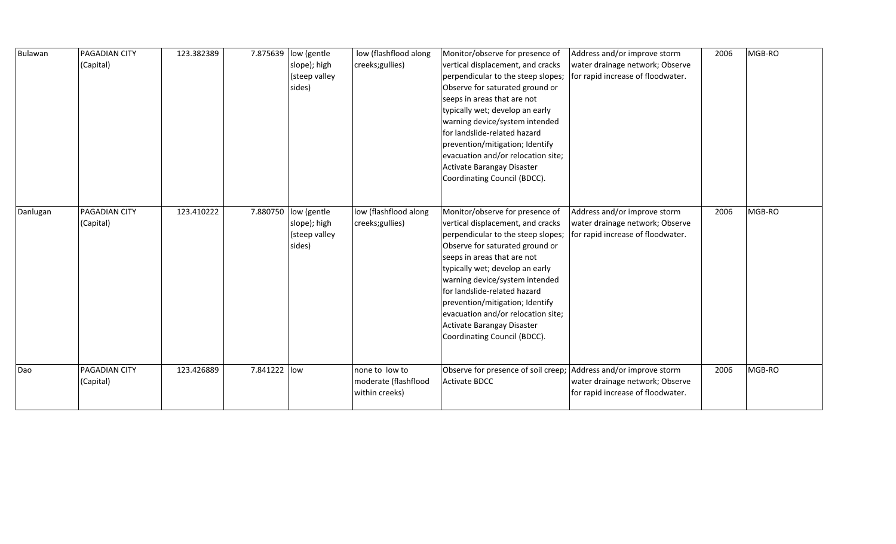| | | | | | | | | | |
|---|---|---|---|---|---|---|---|---|---|
| Bulawan | PAGADIAN CITY (Capital) | 123.382389 | 7.875639 | low (gentle slope); high (steep valley sides) | low (flashflood along creeks;gullies) | Monitor/observe for presence of vertical displacement, and cracks perpendicular to the steep slopes; Observe for saturated ground or seeps in areas that are not typically wet; develop an early warning device/system intended for landslide-related hazard prevention/mitigation; Identify evacuation and/or relocation site; Activate Barangay Disaster Coordinating Council (BDCC). | Address and/or improve storm water drainage network; Observe for rapid increase of floodwater. | 2006 | MGB-RO |
| Danlugan | PAGADIAN CITY (Capital) | 123.410222 | 7.880750 | low (gentle slope); high (steep valley sides) | low (flashflood along creeks;gullies) | Monitor/observe for presence of vertical displacement, and cracks perpendicular to the steep slopes; Observe for saturated ground or seeps in areas that are not typically wet; develop an early warning device/system intended for landslide-related hazard prevention/mitigation; Identify evacuation and/or relocation site; Activate Barangay Disaster Coordinating Council (BDCC). | Address and/or improve storm water drainage network; Observe for rapid increase of floodwater. | 2006 | MGB-RO |
| Dao | PAGADIAN CITY (Capital) | 123.426889 | 7.841222 | low | none to low to moderate (flashflood within creeks) | Observe for presence of soil creep; Activate BDCC | Address and/or improve storm water drainage network; Observe for rapid increase of floodwater. | 2006 | MGB-RO |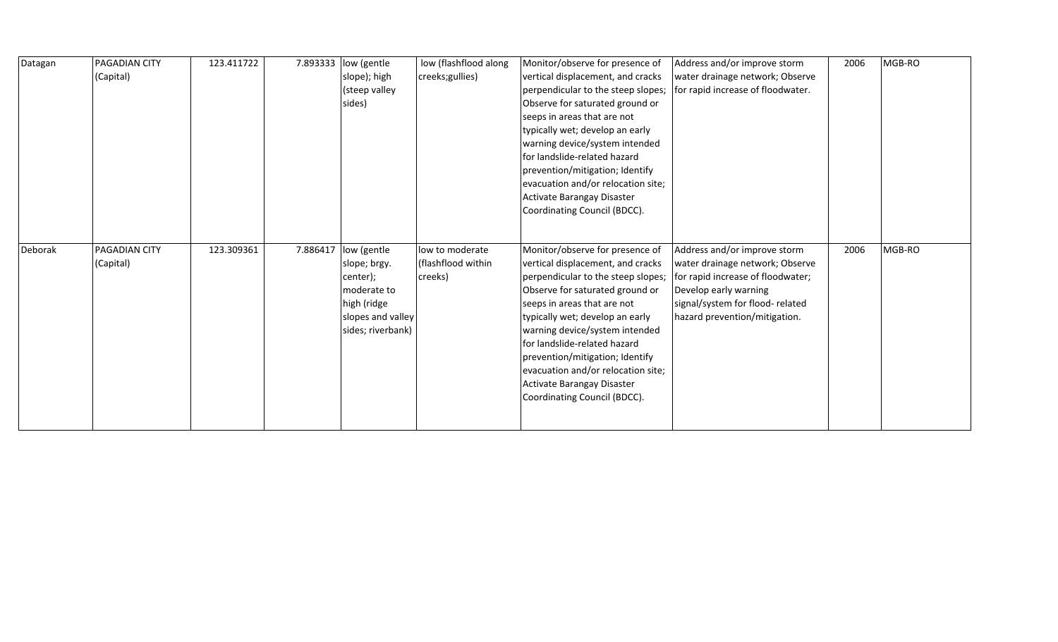| Datagan | PAGADIAN CITY (Capital) | 123.411722 | 7.893333 | low (gentle slope); high (steep valley sides) | low (flashflood along creeks;gullies) | Monitor/observe for presence of vertical displacement, and cracks perpendicular to the steep slopes; Observe for saturated ground or seeps in areas that are not typically wet; develop an early warning device/system intended for landslide-related hazard prevention/mitigation; Identify evacuation and/or relocation site; Activate Barangay Disaster Coordinating Council (BDCC). | Address and/or improve storm water drainage network; Observe for rapid increase of floodwater. | 2006 | MGB-RO |
|---|---|---|---|---|---|---|---|---|---|
| Deborak | PAGADIAN CITY (Capital) | 123.309361 | 7.886417 | low (gentle slope; brgy. center); moderate to high (ridge slopes and valley sides; riverbank) | low to moderate (flashflood within creeks) | Monitor/observe for presence of vertical displacement, and cracks perpendicular to the steep slopes; Observe for saturated ground or seeps in areas that are not typically wet; develop an early warning device/system intended for landslide-related hazard prevention/mitigation; Identify evacuation and/or relocation site; Activate Barangay Disaster Coordinating Council (BDCC). | Address and/or improve storm water drainage network; Observe for rapid increase of floodwater; Develop early warning signal/system for flood- related hazard prevention/mitigation. | 2006 | MGB-RO |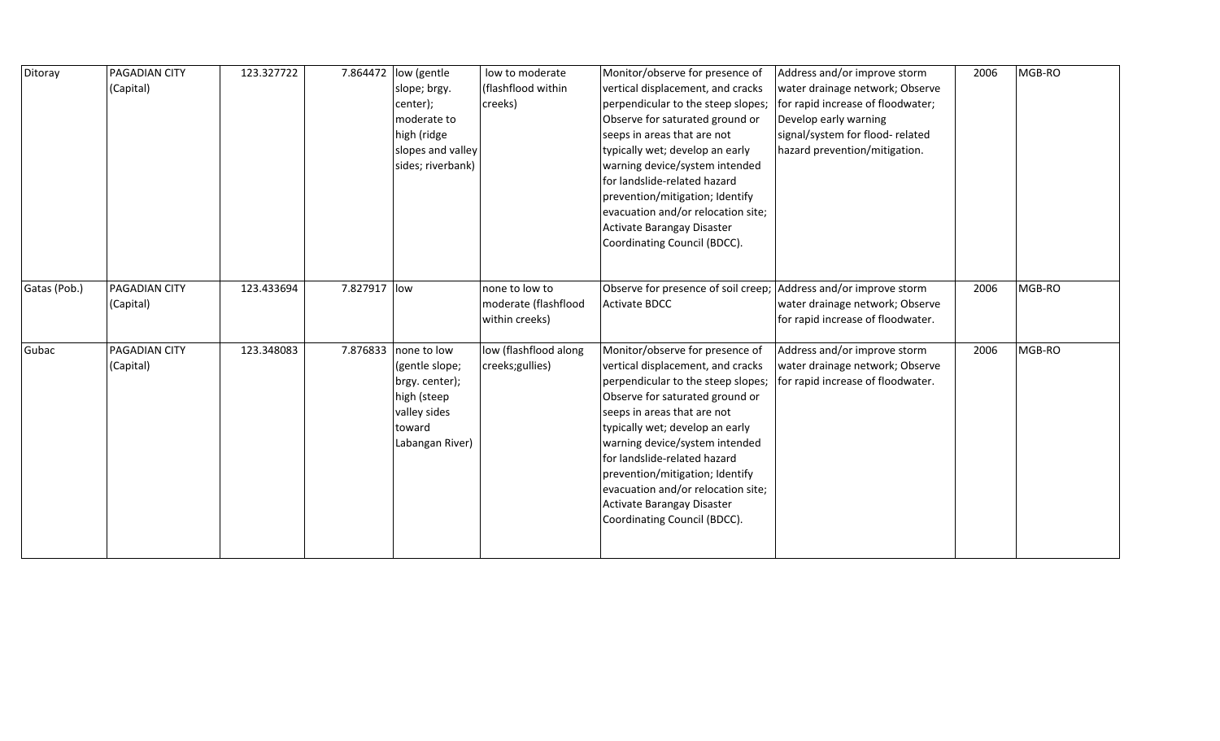| | | | | | | | | | |
|---|---|---|---|---|---|---|---|---|---|
| Ditoray | PAGADIAN CITY (Capital) | 123.327722 | 7.864472 | low (gentle slope; brgy. center); moderate to high (ridge slopes and valley sides; riverbank) | low to moderate (flashflood within creeks) | Monitor/observe for presence of vertical displacement, and cracks perpendicular to the steep slopes; Observe for saturated ground or seeps in areas that are not typically wet; develop an early warning device/system intended for landslide-related hazard prevention/mitigation; Identify evacuation and/or relocation site; Activate Barangay Disaster Coordinating Council (BDCC). | Address and/or improve storm water drainage network; Observe for rapid increase of floodwater; Develop early warning signal/system for flood- related hazard prevention/mitigation. | 2006 | MGB-RO |
| Gatas (Pob.) | PAGADIAN CITY (Capital) | 123.433694 | 7.827917 | low | none to low to moderate (flashflood within creeks) | Observe for presence of soil creep; Activate BDCC | Address and/or improve storm water drainage network; Observe for rapid increase of floodwater. | 2006 | MGB-RO |
| Gubac | PAGADIAN CITY (Capital) | 123.348083 | 7.876833 | none to low (gentle slope; brgy. center); high (steep valley sides toward Labangan River) | low (flashflood along creeks;gullies) | Monitor/observe for presence of vertical displacement, and cracks perpendicular to the steep slopes; Observe for saturated ground or seeps in areas that are not typically wet; develop an early warning device/system intended for landslide-related hazard prevention/mitigation; Identify evacuation and/or relocation site; Activate Barangay Disaster Coordinating Council (BDCC). | Address and/or improve storm water drainage network; Observe for rapid increase of floodwater. | 2006 | MGB-RO |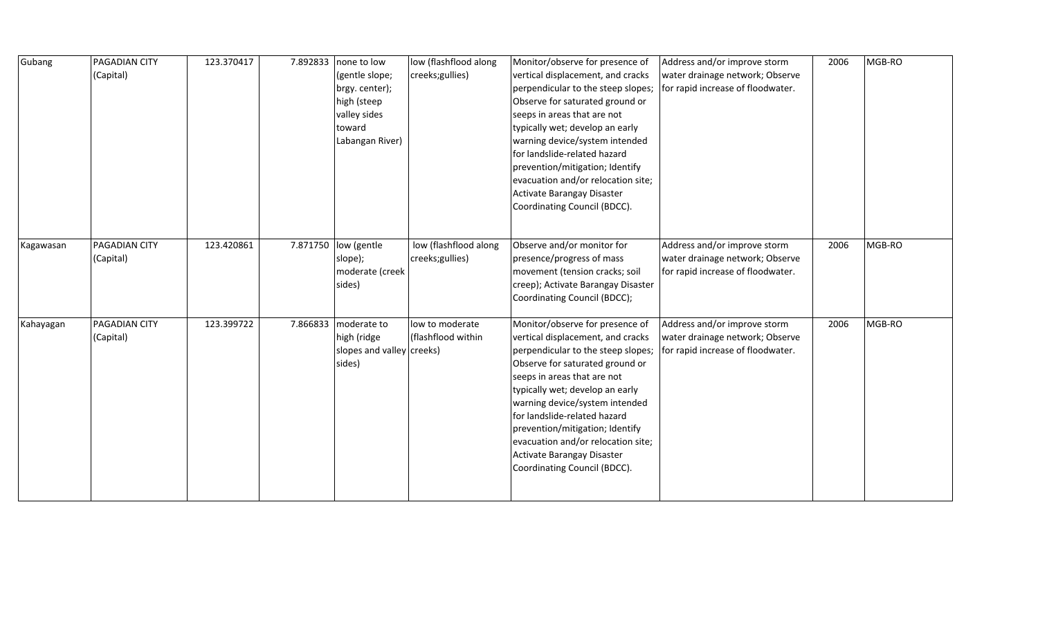| | | | | | | | | | |
|---|---|---|---|---|---|---|---|---|---|
| Gubang | PAGADIAN CITY (Capital) | 123.370417 | 7.892833 | none to low (gentle slope; brgy. center); high (steep valley sides toward Labangan River) | low (flashflood along creeks;gullies) | Monitor/observe for presence of vertical displacement, and cracks perpendicular to the steep slopes; Observe for saturated ground or seeps in areas that are not typically wet; develop an early warning device/system intended for landslide-related hazard prevention/mitigation; Identify evacuation and/or relocation site; Activate Barangay Disaster Coordinating Council (BDCC). | Address and/or improve storm water drainage network; Observe for rapid increase of floodwater. | 2006 | MGB-RO |
| Kagawasan | PAGADIAN CITY (Capital) | 123.420861 | 7.871750 | low (gentle slope); moderate (creek sides) | low (flashflood along creeks;gullies) | Observe and/or monitor for presence/progress of mass movement (tension cracks; soil creep); Activate Barangay Disaster Coordinating Council (BDCC); | Address and/or improve storm water drainage network; Observe for rapid increase of floodwater. | 2006 | MGB-RO |
| Kahayagan | PAGADIAN CITY (Capital) | 123.399722 | 7.866833 | moderate to high (ridge slopes and valley sides) | low to moderate (flashflood within creeks) | Monitor/observe for presence of vertical displacement, and cracks perpendicular to the steep slopes; Observe for saturated ground or seeps in areas that are not typically wet; develop an early warning device/system intended for landslide-related hazard prevention/mitigation; Identify evacuation and/or relocation site; Activate Barangay Disaster Coordinating Council (BDCC). | Address and/or improve storm water drainage network; Observe for rapid increase of floodwater. | 2006 | MGB-RO |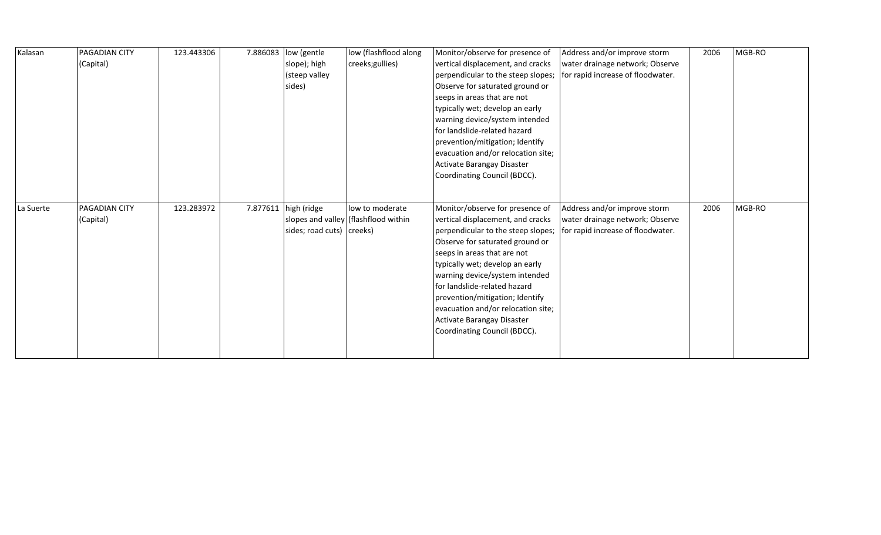| | | | | | | | | | |
|---|---|---|---|---|---|---|---|---|---|
| Kalasan | PAGADIAN CITY (Capital) | 123.443306 | 7.886083 | low (gentle slope); high (steep valley sides) | low (flashflood along creeks;gullies) | Monitor/observe for presence of vertical displacement, and cracks perpendicular to the steep slopes; Observe for saturated ground or seeps in areas that are not typically wet; develop an early warning device/system intended for landslide-related hazard prevention/mitigation; Identify evacuation and/or relocation site; Activate Barangay Disaster Coordinating Council (BDCC). | Address and/or improve storm water drainage network; Observe for rapid increase of floodwater. | 2006 | MGB-RO |
| La Suerte | PAGADIAN CITY (Capital) | 123.283972 | 7.877611 | high (ridge slopes and valley sides; road cuts) | low to moderate (flashflood within creeks) | Monitor/observe for presence of vertical displacement, and cracks perpendicular to the steep slopes; Observe for saturated ground or seeps in areas that are not typically wet; develop an early warning device/system intended for landslide-related hazard prevention/mitigation; Identify evacuation and/or relocation site; Activate Barangay Disaster Coordinating Council (BDCC). | Address and/or improve storm water drainage network; Observe for rapid increase of floodwater. | 2006 | MGB-RO |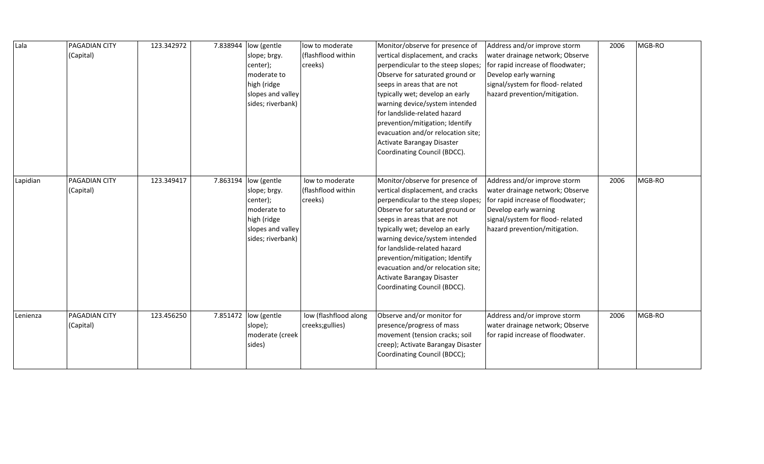| | | | | | | | | | |
|---|---|---|---|---|---|---|---|---|---|
| Lala | PAGADIAN CITY (Capital) | 123.342972 | 7.838944 | low (gentle slope; brgy. center); moderate to high (ridge slopes and valley sides; riverbank) | low to moderate (flashflood within creeks) | Monitor/observe for presence of vertical displacement, and cracks perpendicular to the steep slopes; Observe for saturated ground or seeps in areas that are not typically wet; develop an early warning device/system intended for landslide-related hazard prevention/mitigation; Identify evacuation and/or relocation site; Activate Barangay Disaster Coordinating Council (BDCC). | Address and/or improve storm water drainage network; Observe for rapid increase of floodwater; Develop early warning signal/system for flood- related hazard prevention/mitigation. | 2006 | MGB-RO |
| Lapidian | PAGADIAN CITY (Capital) | 123.349417 | 7.863194 | low (gentle slope; brgy. center); moderate to high (ridge slopes and valley sides; riverbank) | low to moderate (flashflood within creeks) | Monitor/observe for presence of vertical displacement, and cracks perpendicular to the steep slopes; Observe for saturated ground or seeps in areas that are not typically wet; develop an early warning device/system intended for landslide-related hazard prevention/mitigation; Identify evacuation and/or relocation site; Activate Barangay Disaster Coordinating Council (BDCC). | Address and/or improve storm water drainage network; Observe for rapid increase of floodwater; Develop early warning signal/system for flood- related hazard prevention/mitigation. | 2006 | MGB-RO |
| Lenienza | PAGADIAN CITY (Capital) | 123.456250 | 7.851472 | low (gentle slope); moderate (creek sides) | low (flashflood along creeks;gullies) | Observe and/or monitor for presence/progress of mass movement (tension cracks; soil creep); Activate Barangay Disaster Coordinating Council (BDCC); | Address and/or improve storm water drainage network; Observe for rapid increase of floodwater. | 2006 | MGB-RO |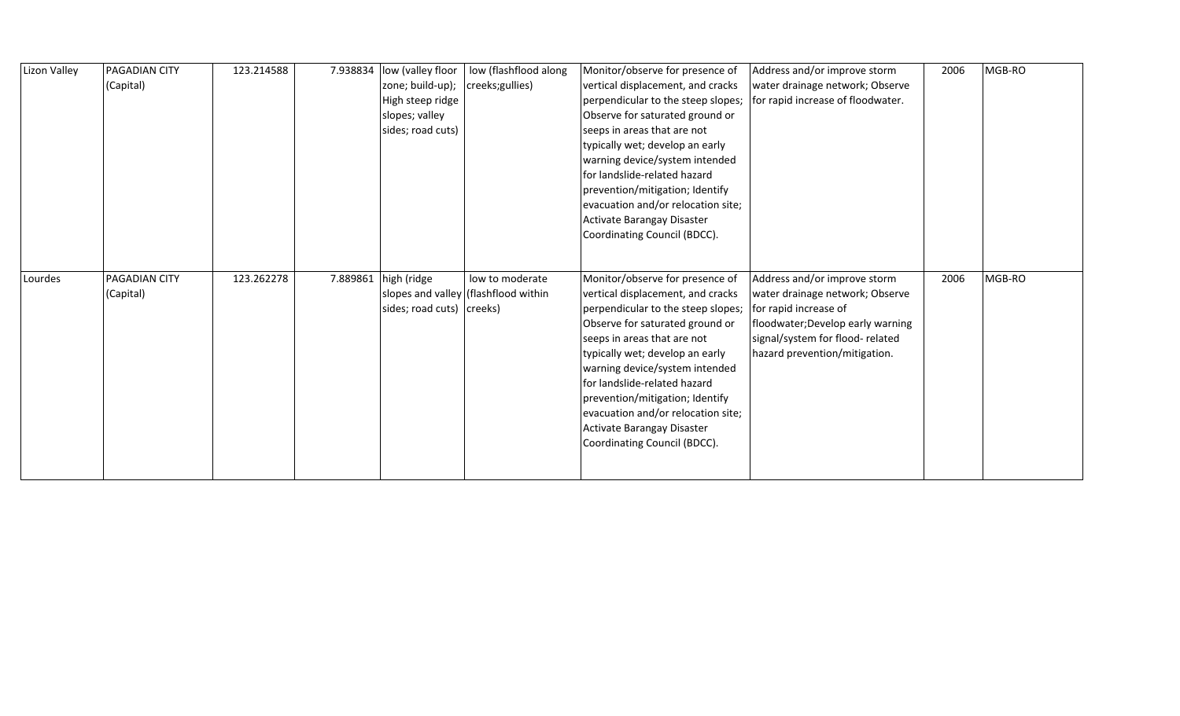| Lizon Valley | PAGADIAN CITY (Capital) | 123.214588 | 7.938834 | low (valley floor zone; build-up); High steep ridge slopes; valley sides; road cuts) | low (flashflood along creeks;gullies) | Monitor/observe for presence of vertical displacement, and cracks perpendicular to the steep slopes; Observe for saturated ground or seeps in areas that are not typically wet; develop an early warning device/system intended for landslide-related hazard prevention/mitigation; Identify evacuation and/or relocation site; Activate Barangay Disaster Coordinating Council (BDCC). | Address and/or improve storm water drainage network; Observe for rapid increase of floodwater. | 2006 | MGB-RO |
|---|---|---|---|---|---|---|---|---|---|
| Lourdes | PAGADIAN CITY (Capital) | 123.262278 | 7.889861 | high (ridge slopes and valley sides; road cuts) | low to moderate (flashflood within creeks) | Monitor/observe for presence of vertical displacement, and cracks perpendicular to the steep slopes; Observe for saturated ground or seeps in areas that are not typically wet; develop an early warning device/system intended for landslide-related hazard prevention/mitigation; Identify evacuation and/or relocation site; Activate Barangay Disaster Coordinating Council (BDCC). | Address and/or improve storm water drainage network; Observe for rapid increase of floodwater;Develop early warning signal/system for flood- related hazard prevention/mitigation. | 2006 | MGB-RO |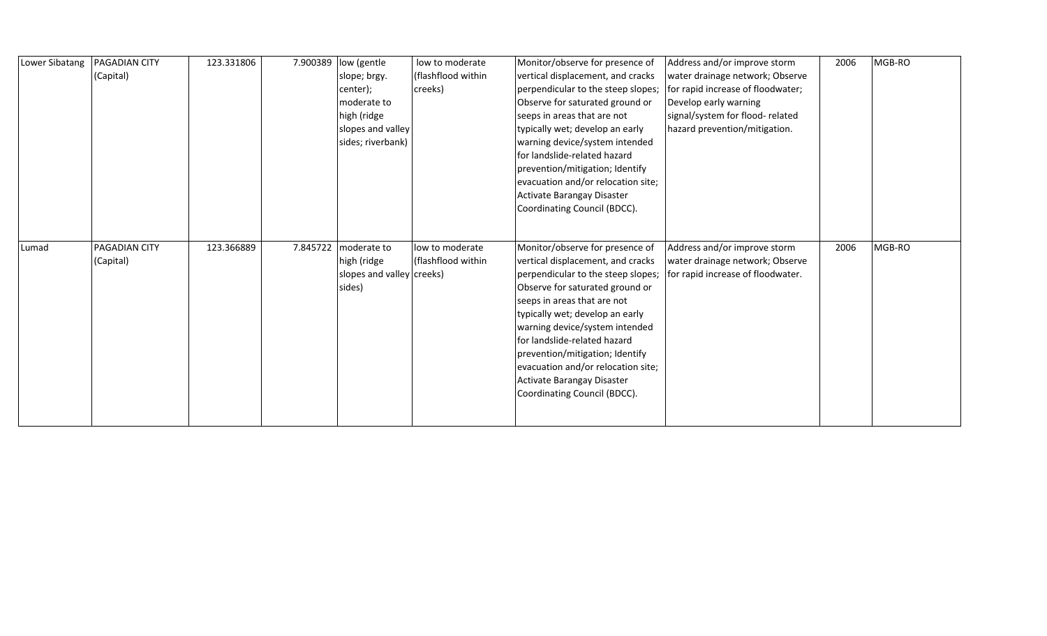| Lower Sibatang | PAGADIAN CITY (Capital) | 123.331806 | 7.900389 | low (gentle slope; brgy. center); moderate to high (ridge slopes and valley sides; riverbank) | low to moderate (flashflood within creeks) | Monitor/observe for presence of vertical displacement, and cracks perpendicular to the steep slopes; Observe for saturated ground or seeps in areas that are not typically wet; develop an early warning device/system intended for landslide-related hazard prevention/mitigation; Identify evacuation and/or relocation site; Activate Barangay Disaster Coordinating Council (BDCC). | Address and/or improve storm water drainage network; Observe for rapid increase of floodwater; Develop early warning signal/system for flood- related hazard prevention/mitigation. | 2006 | MGB-RO |
|---|---|---|---|---|---|---|---|---|---|
| Lumad | PAGADIAN CITY (Capital) | 123.366889 | 7.845722 | moderate to high (ridge slopes and valley sides) | low to moderate (flashflood within creeks) | Monitor/observe for presence of vertical displacement, and cracks perpendicular to the steep slopes; Observe for saturated ground or seeps in areas that are not typically wet; develop an early warning device/system intended for landslide-related hazard prevention/mitigation; Identify evacuation and/or relocation site; Activate Barangay Disaster Coordinating Council (BDCC). | Address and/or improve storm water drainage network; Observe for rapid increase of floodwater. | 2006 | MGB-RO |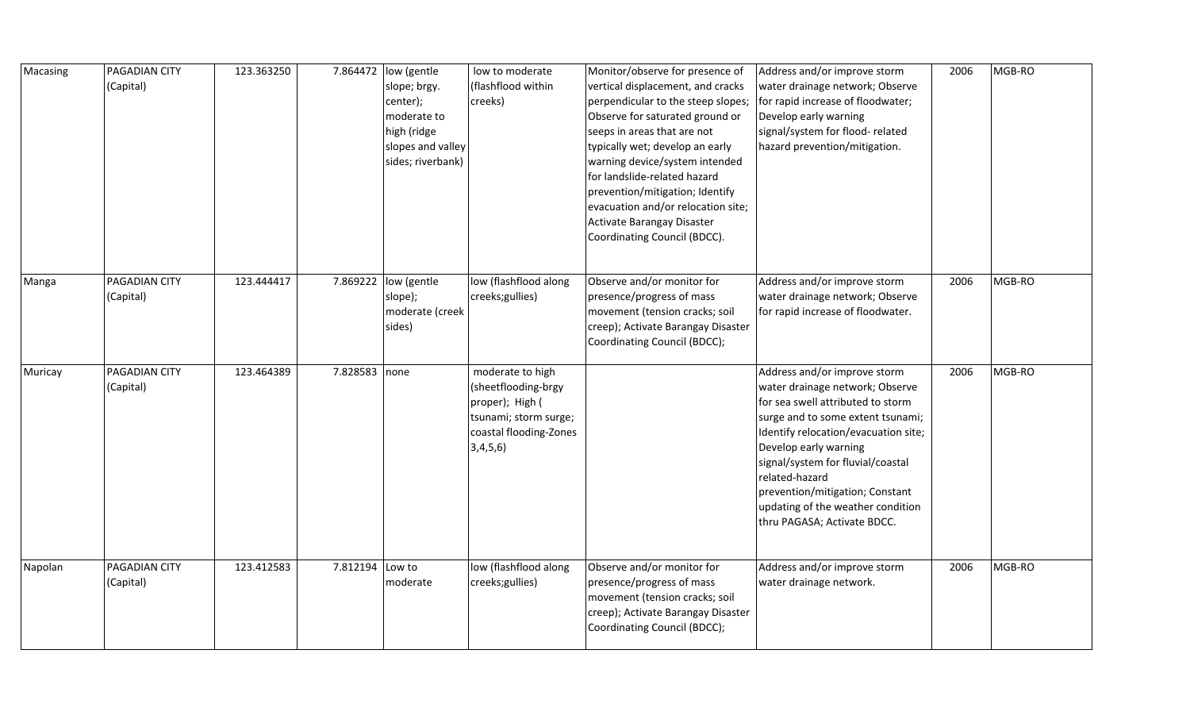| Macasing | PAGADIAN CITY (Capital) | 123.363250 | 7.864472 | low (gentle slope; brgy. center); moderate to high (ridge slopes and valley sides; riverbank) | low to moderate (flashflood within creeks) | Monitor/observe for presence of vertical displacement, and cracks perpendicular to the steep slopes; Observe for saturated ground or seeps in areas that are not typically wet; develop an early warning device/system intended for landslide-related hazard prevention/mitigation; Identify evacuation and/or relocation site; Activate Barangay Disaster Coordinating Council (BDCC). | Address and/or improve storm water drainage network; Observe for rapid increase of floodwater; Develop early warning signal/system for flood- related hazard prevention/mitigation. | 2006 | MGB-RO |
|---|---|---|---|---|---|---|---|---|---|
| Manga | PAGADIAN CITY (Capital) | 123.444417 | 7.869222 | low (gentle slope); moderate (creek sides) | low (flashflood along creeks;gullies) | Observe and/or monitor for presence/progress of mass movement (tension cracks; soil creep); Activate Barangay Disaster Coordinating Council (BDCC); | Address and/or improve storm water drainage network; Observe for rapid increase of floodwater. | 2006 | MGB-RO |
| Muricay | PAGADIAN CITY (Capital) | 123.464389 | 7.828583 | none | moderate to high (sheetflooding-brgy proper); High ( tsunami; storm surge; coastal flooding-Zones 3,4,5,6) | | Address and/or improve storm water drainage network; Observe for sea swell attributed to storm surge and to some extent tsunami; Identify relocation/evacuation site; Develop early warning signal/system for fluvial/coastal related-hazard prevention/mitigation; Constant updating of the weather condition thru PAGASA; Activate BDCC. | 2006 | MGB-RO |
| Napolan | PAGADIAN CITY (Capital) | 123.412583 | 7.812194 | Low to moderate | low (flashflood along creeks;gullies) | Observe and/or monitor for presence/progress of mass movement (tension cracks; soil creep); Activate Barangay Disaster Coordinating Council (BDCC); | Address and/or improve storm water drainage network. | 2006 | MGB-RO |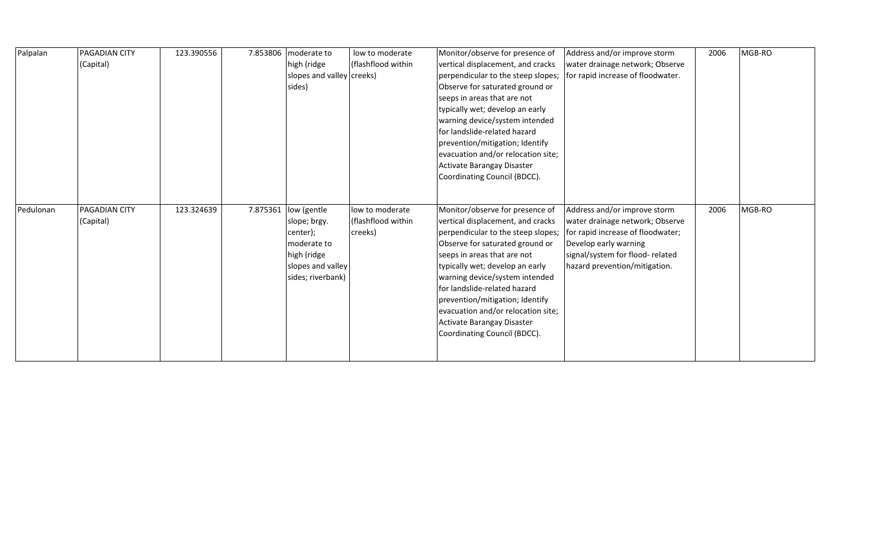| Palpalan | PAGADIAN CITY (Capital) | 123.390556 | 7.853806 | moderate to high (ridge slopes and valley sides) | low to moderate (flashflood within creeks) | Monitor/observe for presence of vertical displacement, and cracks perpendicular to the steep slopes; Observe for saturated ground or seeps in areas that are not typically wet; develop an early warning device/system intended for landslide-related hazard prevention/mitigation; Identify evacuation and/or relocation site; Activate Barangay Disaster Coordinating Council (BDCC). | Address and/or improve storm water drainage network; Observe for rapid increase of floodwater. | 2006 | MGB-RO |
|---|---|---|---|---|---|---|---|---|---|
| Pedulonan | PAGADIAN CITY (Capital) | 123.324639 | 7.875361 | low (gentle slope; brgy. center); moderate to high (ridge slopes and valley sides; riverbank) | low to moderate (flashflood within creeks) | Monitor/observe for presence of vertical displacement, and cracks perpendicular to the steep slopes; Observe for saturated ground or seeps in areas that are not typically wet; develop an early warning device/system intended for landslide-related hazard prevention/mitigation; Identify evacuation and/or relocation site; Activate Barangay Disaster Coordinating Council (BDCC). | Address and/or improve storm water drainage network; Observe for rapid increase of floodwater; Develop early warning signal/system for flood- related hazard prevention/mitigation. | 2006 | MGB-RO |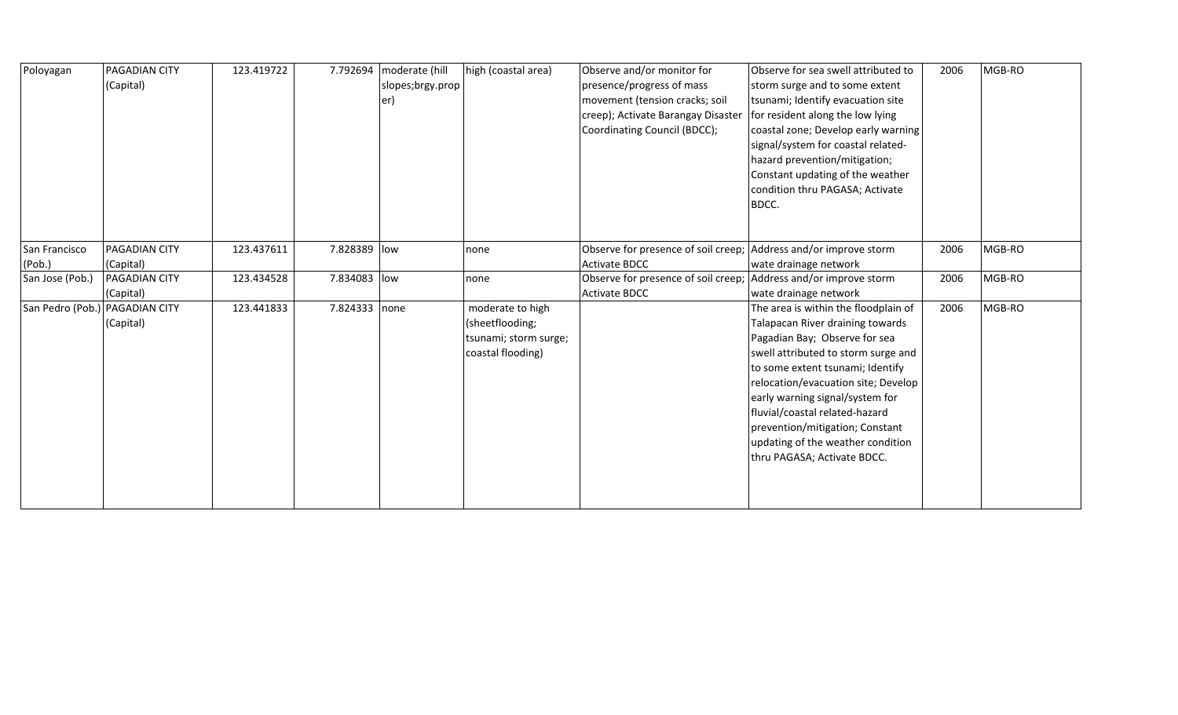| Poloyagan | PAGADIAN CITY (Capital) | 123.419722 | 7.792694 | moderate (hill slopes;brgy.proper) | high (coastal area) | Observe and/or monitor for presence/progress of mass movement (tension cracks; soil creep); Activate Barangay Disaster Coordinating Council (BDCC); | Observe for sea swell attributed to storm surge and to some extent tsunami; Identify evacuation site for resident along the low lying coastal zone; Develop early warning signal/system for coastal related-hazard prevention/mitigation; Constant updating of the weather condition thru PAGASA; Activate BDCC. | 2006 | MGB-RO |
|---|---|---|---|---|---|---|---|---|---|
| San Francisco (Pob.) | PAGADIAN CITY (Capital) | 123.437611 | 7.828389 | low | none | Observe for presence of soil creep; Activate BDCC | Address and/or improve storm wate drainage network | 2006 | MGB-RO |
| San Jose (Pob.) | PAGADIAN CITY (Capital) | 123.434528 | 7.834083 | low | none | Observe for presence of soil creep; Activate BDCC | Address and/or improve storm wate drainage network | 2006 | MGB-RO |
| San Pedro (Pob.) | PAGADIAN CITY (Capital) | 123.441833 | 7.824333 | none | moderate to high (sheetflooding; tsunami; storm surge; coastal flooding) | | The area is within the floodplain of Talapacan River draining towards Pagadian Bay; Observe for sea swell attributed to storm surge and to some extent tsunami; Identify relocation/evacuation site; Develop early warning signal/system for fluvial/coastal related-hazard prevention/mitigation; Constant updating of the weather condition thru PAGASA; Activate BDCC. | 2006 | MGB-RO |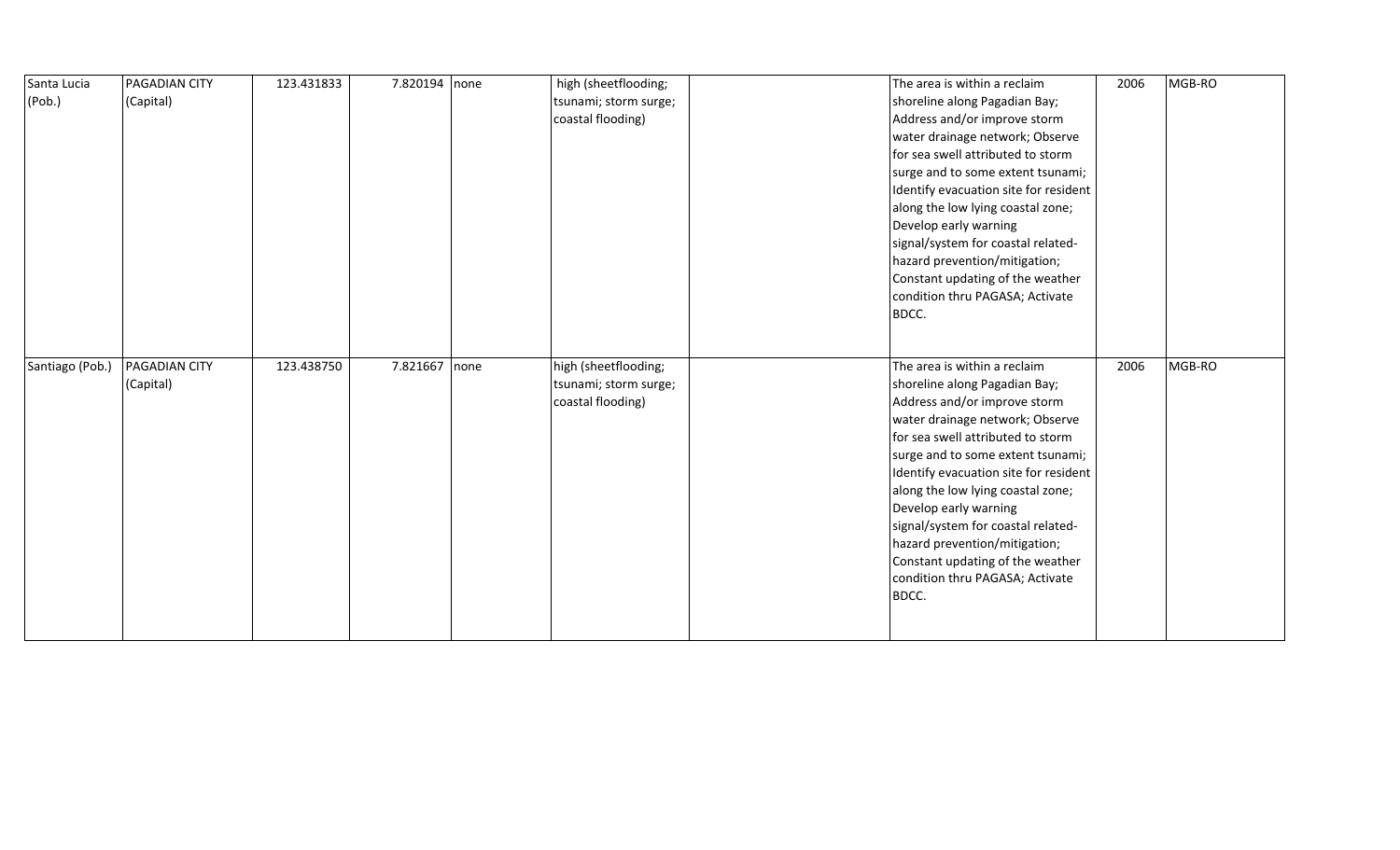| | | | | | | | | | |
|---|---|---|---|---|---|---|---|---|---|
| Santa Lucia (Pob.) | PAGADIAN CITY (Capital) | 123.431833 | 7.820194 | none | high (sheetflooding; tsunami; storm surge; coastal flooding) | | The area is within a reclaim shoreline along Pagadian Bay; Address and/or improve storm water drainage network; Observe for sea swell attributed to storm surge and to some extent tsunami; Identify evacuation site for resident along the low lying coastal zone; Develop early warning signal/system for coastal related-hazard prevention/mitigation; Constant updating of the weather condition thru PAGASA; Activate BDCC. | 2006 | MGB-RO |
| Santiago (Pob.) | PAGADIAN CITY (Capital) | 123.438750 | 7.821667 | none | high (sheetflooding; tsunami; storm surge; coastal flooding) | | The area is within a reclaim shoreline along Pagadian Bay; Address and/or improve storm water drainage network; Observe for sea swell attributed to storm surge and to some extent tsunami; Identify evacuation site for resident along the low lying coastal zone; Develop early warning signal/system for coastal related-hazard prevention/mitigation; Constant updating of the weather condition thru PAGASA; Activate BDCC. | 2006 | MGB-RO |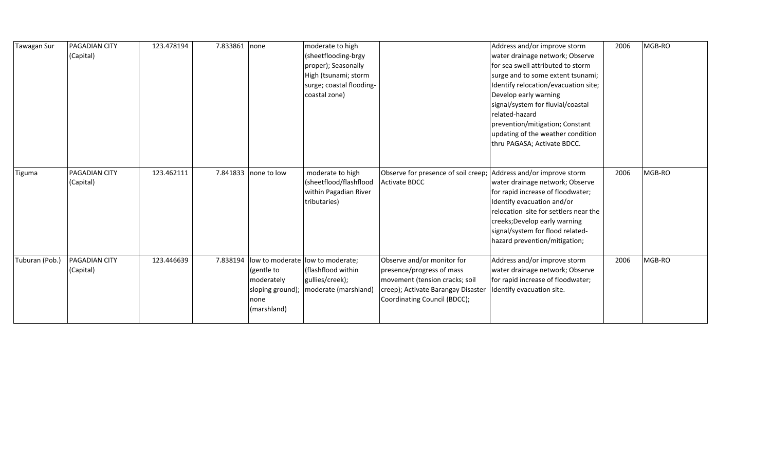| | | | | | | | | | |
|---|---|---|---|---|---|---|---|---|---|
| Tawagan Sur | PAGADIAN CITY (Capital) | 123.478194 | 7.833861 | none | moderate to high (sheetflooding-brgy proper); Seasonally High (tsunami; storm surge; coastal flooding-coastal zone) | | Address and/or improve storm water drainage network; Observe for sea swell attributed to storm surge and to some extent tsunami; Identify relocation/evacuation site; Develop early warning signal/system for fluvial/coastal related-hazard prevention/mitigation; Constant updating of the weather condition thru PAGASA; Activate BDCC. | 2006 | MGB-RO |
| Tiguma | PAGADIAN CITY (Capital) | 123.462111 | 7.841833 | none to low | moderate to high (sheetflood/flashflood within Pagadian River tributaries) | Observe for presence of soil creep; Activate BDCC | Address and/or improve storm water drainage network; Observe for rapid increase of floodwater; Identify evacuation and/or relocation site for settlers near the creeks;Develop early warning signal/system for flood related-hazard prevention/mitigation; | 2006 | MGB-RO |
| Tuburan (Pob.) | PAGADIAN CITY (Capital) | 123.446639 | 7.838194 | low to moderate (gentle to moderately sloping ground); none (marshland) | low to moderate; (flashflood within gullies/creek); moderate (marshland) | Observe and/or monitor for presence/progress of mass movement (tension cracks; soil creep); Activate Barangay Disaster Coordinating Council (BDCC); | Address and/or improve storm water drainage network; Observe for rapid increase of floodwater; Identify evacuation site. | 2006 | MGB-RO |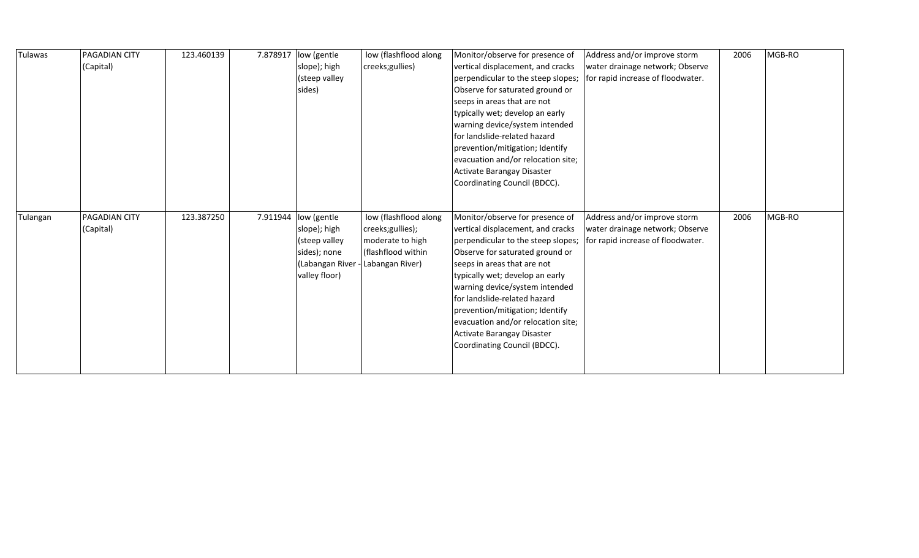| Tulawas | PAGADIAN CITY (Capital) | 123.460139 | 7.878917 | low (gentle slope); high (steep valley sides) | low (flashflood along creeks;gullies) | Monitor/observe for presence of vertical displacement, and cracks perpendicular to the steep slopes; Observe for saturated ground or seeps in areas that are not typically wet; develop an early warning device/system intended for landslide-related hazard prevention/mitigation; Identify evacuation and/or relocation site; Activate Barangay Disaster Coordinating Council (BDCC). | Address and/or improve storm water drainage network; Observe for rapid increase of floodwater. | 2006 | MGB-RO |
|---|---|---|---|---|---|---|---|---|---|
| Tulangan | PAGADIAN CITY (Capital) | 123.387250 | 7.911944 | low (gentle slope); high (steep valley sides); none (Labangan River - valley floor) | low (flashflood along creeks;gullies); moderate to high (flashflood within Labangan River) | Monitor/observe for presence of vertical displacement, and cracks perpendicular to the steep slopes; Observe for saturated ground or seeps in areas that are not typically wet; develop an early warning device/system intended for landslide-related hazard prevention/mitigation; Identify evacuation and/or relocation site; Activate Barangay Disaster Coordinating Council (BDCC). | Address and/or improve storm water drainage network; Observe for rapid increase of floodwater. | 2006 | MGB-RO |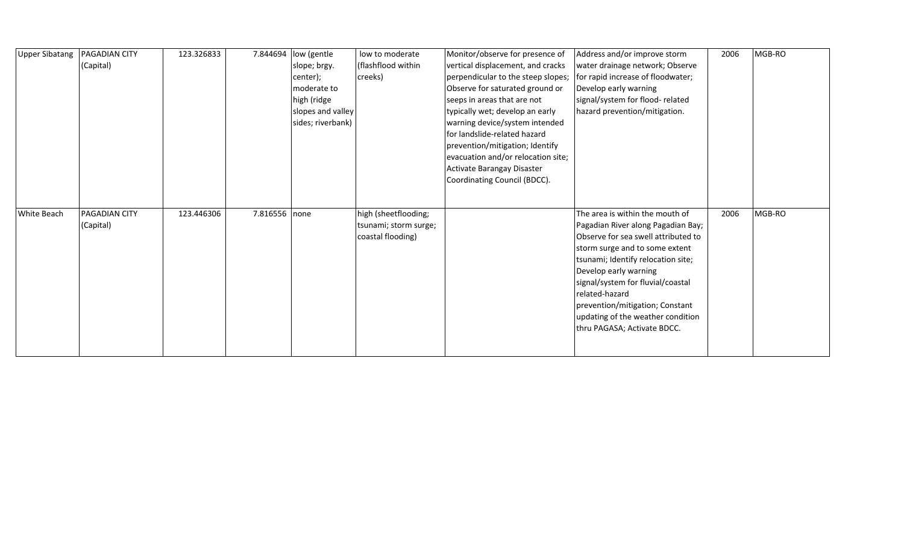| Upper Sibatang | PAGADIAN CITY (Capital) | 123.326833 | 7.844694 | low (gentle slope; brgy. center); moderate to high (ridge slopes and valley sides; riverbank) | low to moderate (flashflood within creeks) | Monitor/observe for presence of vertical displacement, and cracks perpendicular to the steep slopes; Observe for saturated ground or seeps in areas that are not typically wet; develop an early warning device/system intended for landslide-related hazard prevention/mitigation; Identify evacuation and/or relocation site; Activate Barangay Disaster Coordinating Council (BDCC). | Address and/or improve storm water drainage network; Observe for rapid increase of floodwater; Develop early warning signal/system for flood- related hazard prevention/mitigation. | 2006 | MGB-RO |
|---|---|---|---|---|---|---|---|---|---|
| White Beach | PAGADIAN CITY (Capital) | 123.446306 | 7.816556 | none | high (sheetflooding; tsunami; storm surge; coastal flooding) | | The area is within the mouth of Pagadian River along Pagadian Bay; Observe for sea swell attributed to storm surge and to some extent tsunami; Identify relocation site; Develop early warning signal/system for fluvial/coastal related-hazard prevention/mitigation; Constant updating of the weather condition thru PAGASA; Activate BDCC. | 2006 | MGB-RO |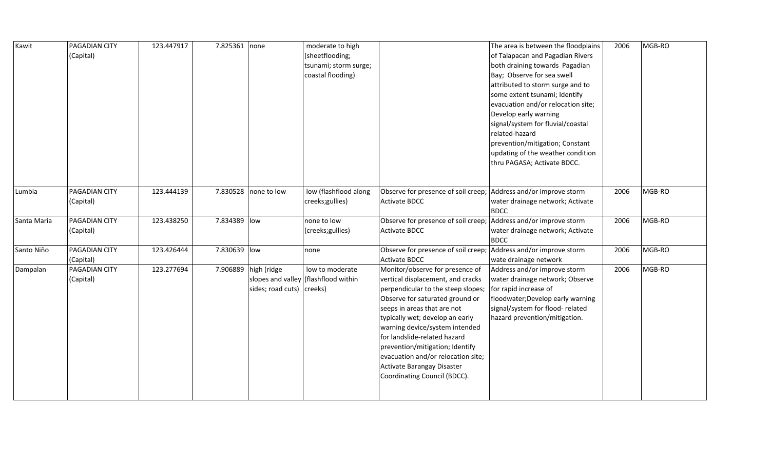| Kawit | PAGADIAN CITY (Capital) | 123.447917 | 7.825361 | none | moderate to high (sheetflooding; tsunami; storm surge; coastal flooding) | | The area is between the floodplains of Talapacan and Pagadian Rivers both draining towards Pagadian Bay; Observe for sea swell attributed to storm surge and to some extent tsunami; Identify evacuation and/or relocation site; Develop early warning signal/system for fluvial/coastal related-hazard prevention/mitigation; Constant updating of the weather condition thru PAGASA; Activate BDCC. | 2006 | MGB-RO |
|---|---|---|---|---|---|---|---|---|---|
| Lumbia | PAGADIAN CITY (Capital) | 123.444139 | 7.830528 | none to low | low (flashflood along creeks;gullies) | Observe for presence of soil creep; Activate BDCC | Address and/or improve storm water drainage network; Activate BDCC | 2006 | MGB-RO |
| Santa Maria | PAGADIAN CITY (Capital) | 123.438250 | 7.834389 | low | none to low (creeks;gullies) | Observe for presence of soil creep; Activate BDCC | Address and/or improve storm water drainage network; Activate BDCC | 2006 | MGB-RO |
| Santo Niño | PAGADIAN CITY (Capital) | 123.426444 | 7.830639 | low | none | Observe for presence of soil creep; Activate BDCC | Address and/or improve storm wate drainage network | 2006 | MGB-RO |
| Dampalan | PAGADIAN CITY (Capital) | 123.277694 | 7.906889 | high (ridge slopes and valley sides; road cuts) | low to moderate (flashflood within creeks) | Monitor/observe for presence of vertical displacement, and cracks perpendicular to the steep slopes; Observe for saturated ground or seeps in areas that are not typically wet; develop an early warning device/system intended for landslide-related hazard prevention/mitigation; Identify evacuation and/or relocation site; Activate Barangay Disaster Coordinating Council (BDCC). | Address and/or improve storm water drainage network; Observe for rapid increase of floodwater;Develop early warning signal/system for flood- related hazard prevention/mitigation. | 2006 | MGB-RO |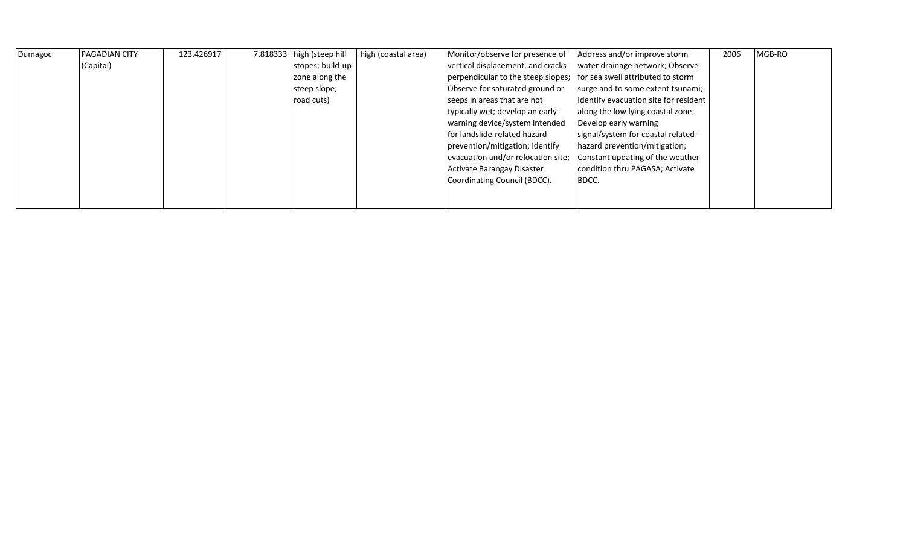| | | | | | | | | | |
|---|---|---|---|---|---|---|---|---|---|
| Dumagoc | PAGADIAN CITY (Capital) | 123.426917 | 7.818333 | high (steep hill stopes; build-up zone along the steep slope; road cuts) | high (coastal area) | Monitor/observe for presence of vertical displacement, and cracks perpendicular to the steep slopes; Observe for saturated ground or seeps in areas that are not typically wet; develop an early warning device/system intended for landslide-related hazard prevention/mitigation; Identify evacuation and/or relocation site; Activate Barangay Disaster Coordinating Council (BDCC). | Address and/or improve storm water drainage network; Observe for sea swell attributed to storm surge and to some extent tsunami; Identify evacuation site for resident along the low lying coastal zone; Develop early warning signal/system for coastal related-hazard prevention/mitigation; Constant updating of the weather condition thru PAGASA; Activate BDCC. | 2006 | MGB-RO |